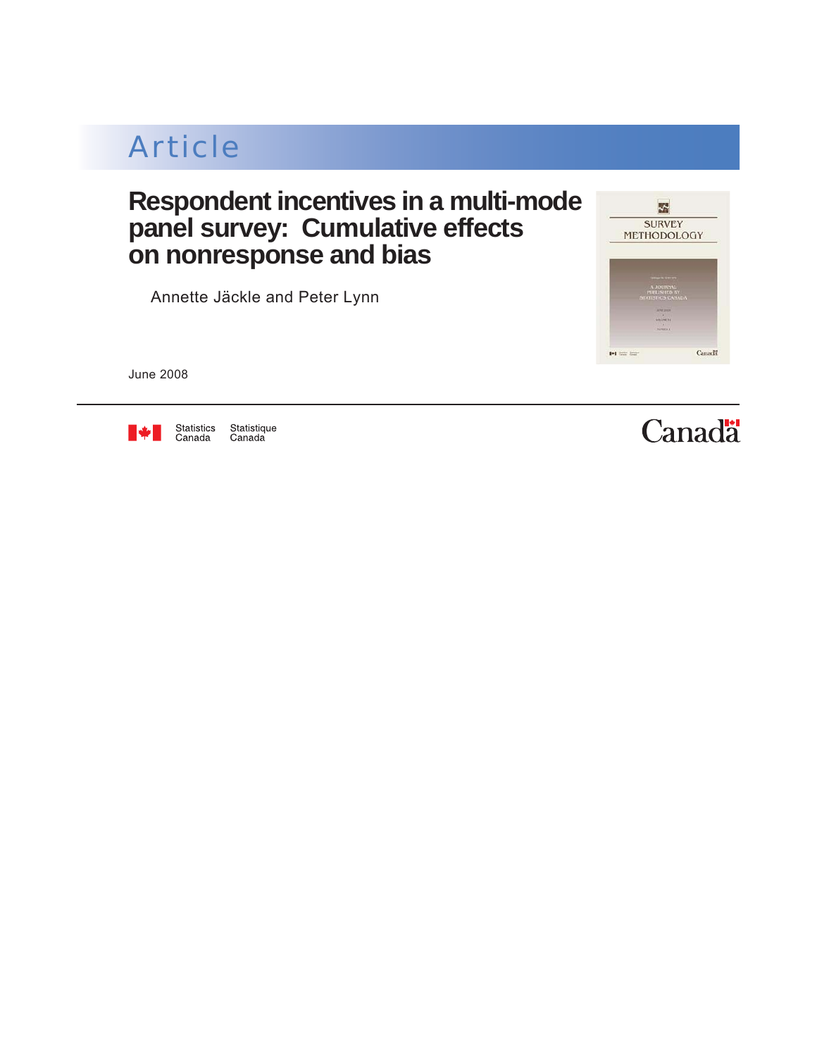Article

# Respondent incentives in a multi-mode panel survey: Cumulative effects on nonresponse and bias

Annette Jäckle and Peter Lynn

June 2008

Statistics Canada Statistique Canada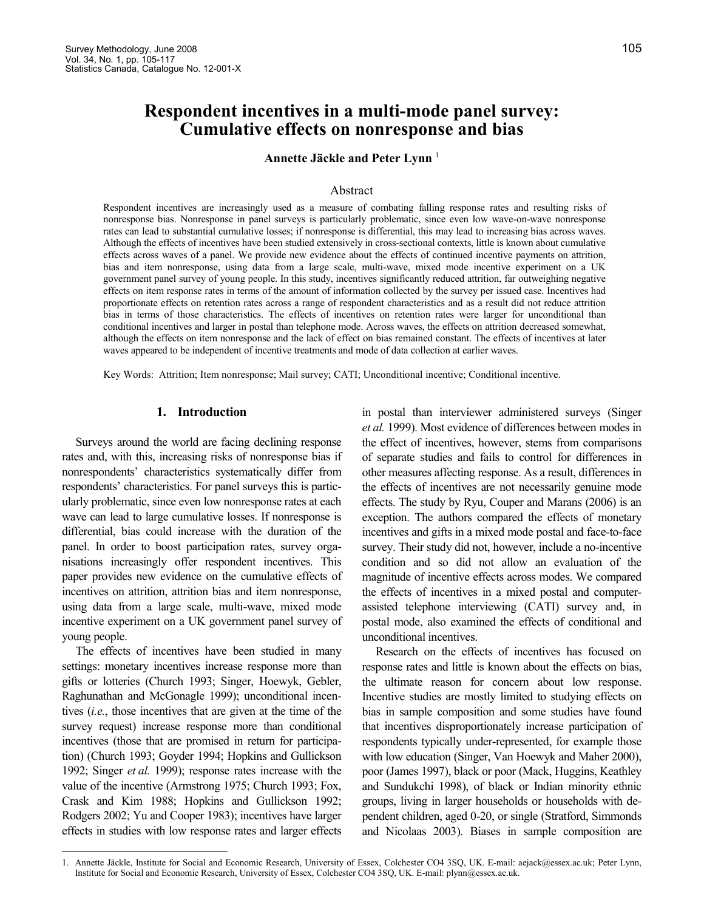# Respondent incentives in a multi-mode panel survey: Cumulative effects on nonresponse and bias

**Annette Jäckle and Peter Lynn** [1]

## Abstract

Respondent incentives are increasingly used as a measure of combating falling response rates and resulting risks of nonresponse bias. Nonresponse in panel surveys is particularly problematic, since even low wave-on-wave nonresponse rates can lead to substantial cumulative losses; if nonresponse is differential, this may lead to increasing bias across waves. Although the effects of incentives have been studied extensively in cross-sectional contexts, little is known about cumulative effects across waves of a panel. We provide new evidence about the effects of continued incentive payments on attrition, bias and item nonresponse, using data from a large scale, multi-wave, mixed mode incentive experiment on a UK government panel survey of young people. In this study, incentives significantly reduced attrition, far outweighing negative effects on item response rates in terms of the amount of information collected by the survey per issued case. Incentives had proportionate effects on retention rates across a range of respondent characteristics and as a result did not reduce attrition bias in terms of those characteristics. The effects of incentives on retention rates were larger for unconditional than conditional incentives and larger in postal than telephone mode. Across waves, the effects on attrition decreased somewhat, although the effects on item nonresponse and the lack of effect on bias remained constant. The effects of incentives at later waves appeared to be independent of incentive treatments and mode of data collection at earlier waves.

Key Words: Attrition; Item nonresponse; Mail survey; CATI; Unconditional incentive; Conditional incentive.

## 1. Introduction

Surveys around the world are facing declining response rates and, with this, increasing risks of nonresponse bias if nonrespondents' characteristics systematically differ from respondents' characteristics. For panel surveys this is particularly problematic, since even low nonresponse rates at each wave can lead to large cumulative losses. If nonresponse is differential, bias could increase with the duration of the panel. In order to boost participation rates, survey organisations increasingly offer respondent incentives. This paper provides new evidence on the cumulative effects of incentives on attrition, attrition bias and item nonresponse, using data from a large scale, multi-wave, mixed mode incentive experiment on a UK government panel survey of young people.

The effects of incentives have been studied in many settings: monetary incentives increase response more than gifts or lotteries (Church 1993; Singer, Hoewyk, Gebler, Raghunathan and McGonagle 1999); unconditional incentives (*i.e.*, those incentives that are given at the time of the survey request) increase response more than conditional incentives (those that are promised in return for participation) (Church 1993; Goyder 1994; Hopkins and Gullickson 1992; Singer *et al.* 1999); response rates increase with the value of the incentive (Armstrong 1975; Church 1993; Fox, Crask and Kim 1988; Hopkins and Gullickson 1992; Rodgers 2002; Yu and Cooper 1983); incentives have larger effects in studies with low response rates and larger effects in postal than interviewer administered surveys (Singer *et al.* 1999). Most evidence of differences between modes in the effect of incentives, however, stems from comparisons of separate studies and fails to control for differences in other measures affecting response. As a result, differences in the effects of incentives are not necessarily genuine mode effects. The study by Ryu, Couper and Marans (2006) is an exception. The authors compared the effects of monetary incentives and gifts in a mixed mode postal and face-to-face survey. Their study did not, however, include a no-incentive condition and so did not allow an evaluation of the magnitude of incentive effects across modes. We compared the effects of incentives in a mixed postal and computer-assisted telephone interviewing (CATI) survey and, in postal mode, also examined the effects of conditional and unconditional incentives.

Research on the effects of incentives has focused on response rates and little is known about the effects on bias, the ultimate reason for concern about low response. Incentive studies are mostly limited to studying effects on bias in sample composition and some studies have found that incentives disproportionately increase participation of respondents typically under-represented, for example those with low education (Singer, Van Hoewyk and Maher 2000), poor (James 1997), black or poor (Mack, Huggins, Keathley and Sundukchi 1998), of black or Indian minority ethnic groups, living in larger households or households with dependent children, aged 0-20, or single (Stratford, Simmonds and Nicolaas 2003). Biases in sample composition are

---

1. Annette Jäckle, Institute for Social and Economic Research, University of Essex, Colchester CO4 3SQ, UK. E-mail: aejack@essex.ac.uk; Peter Lynn, Institute for Social and Economic Research, University of Essex, Colchester CO4 3SQ, UK. E-mail: plynn@essex.ac.uk.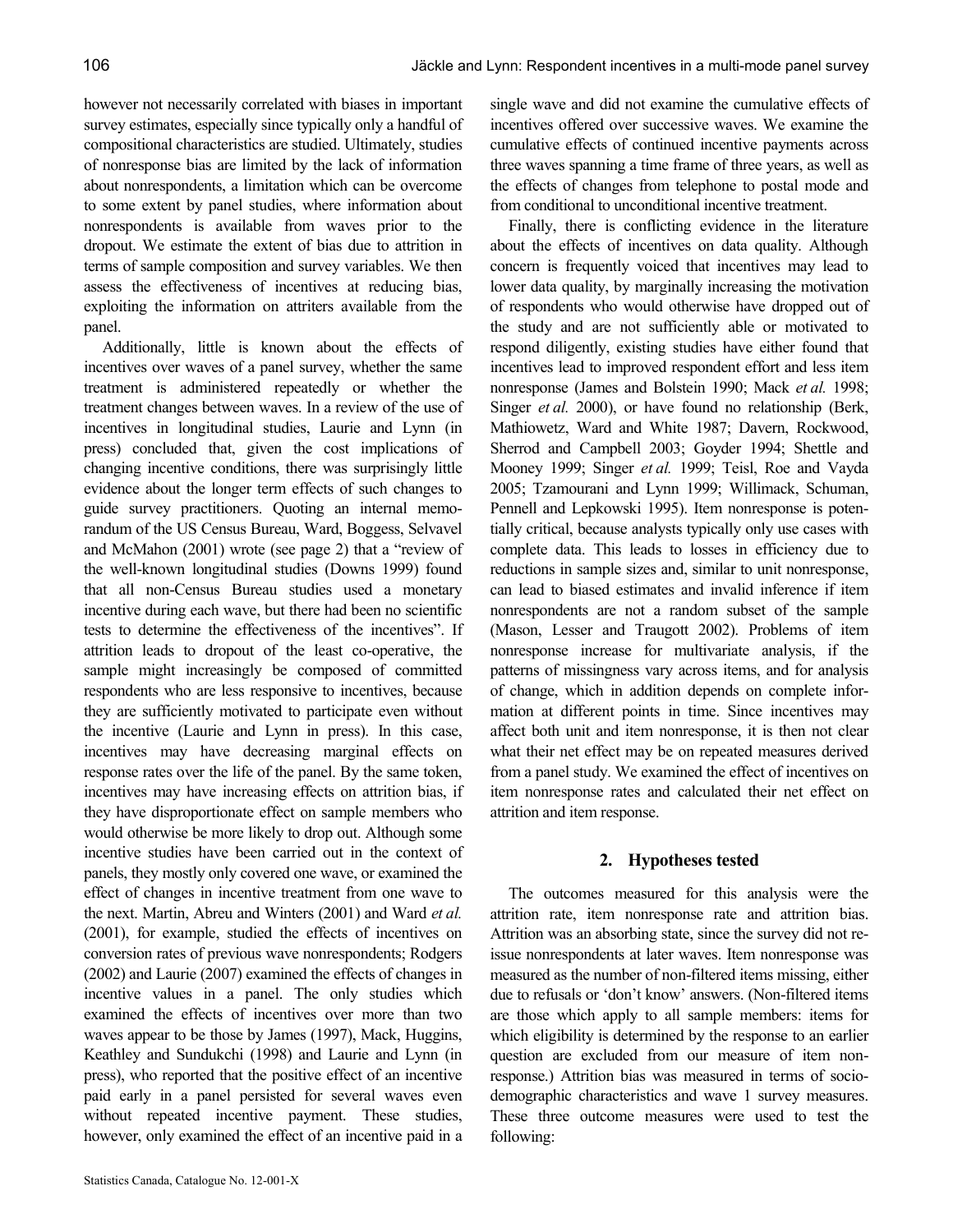however not necessarily correlated with biases in important survey estimates, especially since typically only a handful of compositional characteristics are studied. Ultimately, studies of nonresponse bias are limited by the lack of information about nonrespondents, a limitation which can be overcome to some extent by panel studies, where information about nonrespondents is available from waves prior to the dropout. We estimate the extent of bias due to attrition in terms of sample composition and survey variables. We then assess the effectiveness of incentives at reducing bias, exploiting the information on attriters available from the panel.

Additionally, little is known about the effects of incentives over waves of a panel survey, whether the same treatment is administered repeatedly or whether the treatment changes between waves. In a review of the use of incentives in longitudinal studies, Laurie and Lynn (in press) concluded that, given the cost implications of changing incentive conditions, there was surprisingly little evidence about the longer term effects of such changes to guide survey practitioners. Quoting an internal memorandum of the US Census Bureau, Ward, Boggess, Selvavel and McMahon (2001) wrote (see page 2) that a "review of the well-known longitudinal studies (Downs 1999) found that all non-Census Bureau studies used a monetary incentive during each wave, but there had been no scientific tests to determine the effectiveness of the incentives". If attrition leads to dropout of the least co-operative, the sample might increasingly be composed of committed respondents who are less responsive to incentives, because they are sufficiently motivated to participate even without the incentive (Laurie and Lynn in press). In this case, incentives may have decreasing marginal effects on response rates over the life of the panel. By the same token, incentives may have increasing effects on attrition bias, if they have disproportionate effect on sample members who would otherwise be more likely to drop out. Although some incentive studies have been carried out in the context of panels, they mostly only covered one wave, or examined the effect of changes in incentive treatment from one wave to the next. Martin, Abreu and Winters (2001) and Ward *et al.* (2001), for example, studied the effects of incentives on conversion rates of previous wave nonrespondents; Rodgers (2002) and Laurie (2007) examined the effects of changes in incentive values in a panel. The only studies which examined the effects of incentives over more than two waves appear to be those by James (1997), Mack, Huggins, Keathley and Sundukchi (1998) and Laurie and Lynn (in press), who reported that the positive effect of an incentive paid early in a panel persisted for several waves even without repeated incentive payment. These studies, however, only examined the effect of an incentive paid in a single wave and did not examine the cumulative effects of incentives offered over successive waves. We examine the cumulative effects of continued incentive payments across three waves spanning a time frame of three years, as well as the effects of changes from telephone to postal mode and from conditional to unconditional incentive treatment.

Finally, there is conflicting evidence in the literature about the effects of incentives on data quality. Although concern is frequently voiced that incentives may lead to lower data quality, by marginally increasing the motivation of respondents who would otherwise have dropped out of the study and are not sufficiently able or motivated to respond diligently, existing studies have either found that incentives lead to improved respondent effort and less item nonresponse (James and Bolstein 1990; Mack *et al.* 1998; Singer *et al.* 2000), or have found no relationship (Berk, Mathiowetz, Ward and White 1987; Davern, Rockwood, Sherrod and Campbell 2003; Goyder 1994; Shettle and Mooney 1999; Singer *et al.* 1999; Teisl, Roe and Vayda 2005; Tzamourani and Lynn 1999; Willimack, Schuman, Pennell and Lepkowski 1995). Item nonresponse is potentially critical, because analysts typically only use cases with complete data. This leads to losses in efficiency due to reductions in sample sizes and, similar to unit nonresponse, can lead to biased estimates and invalid inference if item nonrespondents are not a random subset of the sample (Mason, Lesser and Traugott 2002). Problems of item nonresponse increase for multivariate analysis, if the patterns of missingness vary across items, and for analysis of change, which in addition depends on complete information at different points in time. Since incentives may affect both unit and item nonresponse, it is then not clear what their net effect may be on repeated measures derived from a panel study. We examined the effect of incentives on item nonresponse rates and calculated their net effect on attrition and item response.

## 2. Hypotheses tested

The outcomes measured for this analysis were the attrition rate, item nonresponse rate and attrition bias. Attrition was an absorbing state, since the survey did not re-issue nonrespondents at later waves. Item nonresponse was measured as the number of non-filtered items missing, either due to refusals or 'don't know' answers. (Non-filtered items are those which apply to all sample members: items for which eligibility is determined by the response to an earlier question are excluded from our measure of item nonresponse.) Attrition bias was measured in terms of socio-demographic characteristics and wave 1 survey measures. These three outcome measures were used to test the following: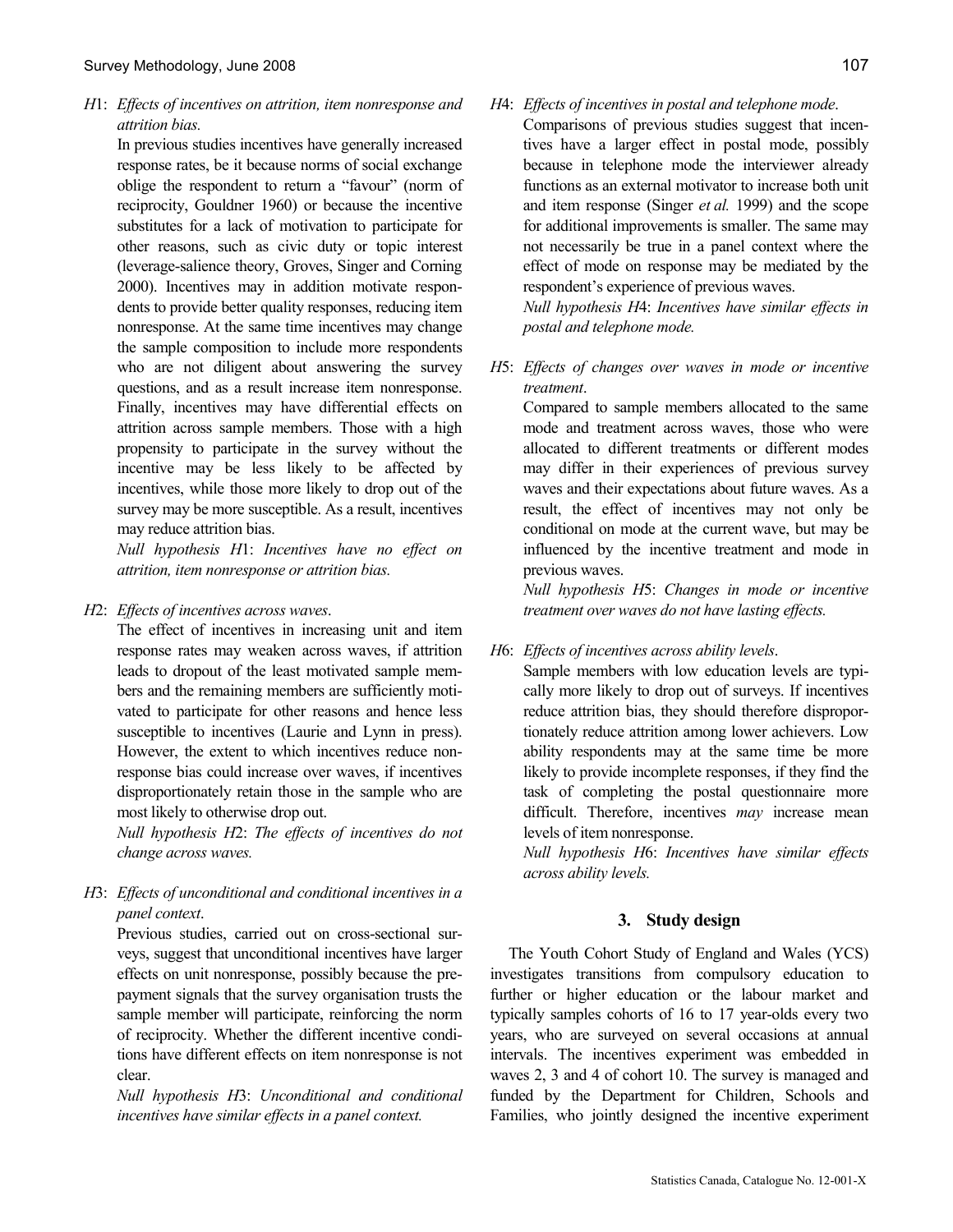*H*1: *Effects of incentives on attrition, item nonresponse and attrition bias.*

In previous studies incentives have generally increased response rates, be it because norms of social exchange oblige the respondent to return a "favour" (norm of reciprocity, Gouldner 1960) or because the incentive substitutes for a lack of motivation to participate for other reasons, such as civic duty or topic interest (leverage-salience theory, Groves, Singer and Corning 2000). Incentives may in addition motivate respondents to provide better quality responses, reducing item nonresponse. At the same time incentives may change the sample composition to include more respondents who are not diligent about answering the survey questions, and as a result increase item nonresponse. Finally, incentives may have differential effects on attrition across sample members. Those with a high propensity to participate in the survey without the incentive may be less likely to be affected by incentives, while those more likely to drop out of the survey may be more susceptible. As a result, incentives may reduce attrition bias.

*Null hypothesis H*1: *Incentives have no effect on attrition, item nonresponse or attrition bias.*

*H*2: *Effects of incentives across waves*.

The effect of incentives in increasing unit and item response rates may weaken across waves, if attrition leads to dropout of the least motivated sample members and the remaining members are sufficiently motivated to participate for other reasons and hence less susceptible to incentives (Laurie and Lynn in press). However, the extent to which incentives reduce nonresponse bias could increase over waves, if incentives disproportionately retain those in the sample who are most likely to otherwise drop out.

*Null hypothesis H*2: *The effects of incentives do not change across waves.*

*H*3: *Effects of unconditional and conditional incentives in a panel context*.

Previous studies, carried out on cross-sectional surveys, suggest that unconditional incentives have larger effects on unit nonresponse, possibly because the prepayment signals that the survey organisation trusts the sample member will participate, reinforcing the norm of reciprocity. Whether the different incentive conditions have different effects on item nonresponse is not clear.

*Null hypothesis H*3: *Unconditional and conditional incentives have similar effects in a panel context.*

*H*4: *Effects of incentives in postal and telephone mode*.

Comparisons of previous studies suggest that incentives have a larger effect in postal mode, possibly because in telephone mode the interviewer already functions as an external motivator to increase both unit and item response (Singer *et al.* 1999) and the scope for additional improvements is smaller. The same may not necessarily be true in a panel context where the effect of mode on response may be mediated by the respondent's experience of previous waves.

*Null hypothesis H*4: *Incentives have similar effects in postal and telephone mode.*

*H*5: *Effects of changes over waves in mode or incentive treatment*.

Compared to sample members allocated to the same mode and treatment across waves, those who were allocated to different treatments or different modes may differ in their experiences of previous survey waves and their expectations about future waves. As a result, the effect of incentives may not only be conditional on mode at the current wave, but may be influenced by the incentive treatment and mode in previous waves.

*Null hypothesis H*5: *Changes in mode or incentive treatment over waves do not have lasting effects.*

*H*6: *Effects of incentives across ability levels*.

Sample members with low education levels are typically more likely to drop out of surveys. If incentives reduce attrition bias, they should therefore disproportionately reduce attrition among lower achievers. Low ability respondents may at the same time be more likely to provide incomplete responses, if they find the task of completing the postal questionnaire more difficult. Therefore, incentives *may* increase mean levels of item nonresponse.

*Null hypothesis H*6: *Incentives have similar effects across ability levels.*

## 3. Study design

The Youth Cohort Study of England and Wales (YCS) investigates transitions from compulsory education to further or higher education or the labour market and typically samples cohorts of 16 to 17 year-olds every two years, who are surveyed on several occasions at annual intervals. The incentives experiment was embedded in waves 2, 3 and 4 of cohort 10. The survey is managed and funded by the Department for Children, Schools and Families, who jointly designed the incentive experiment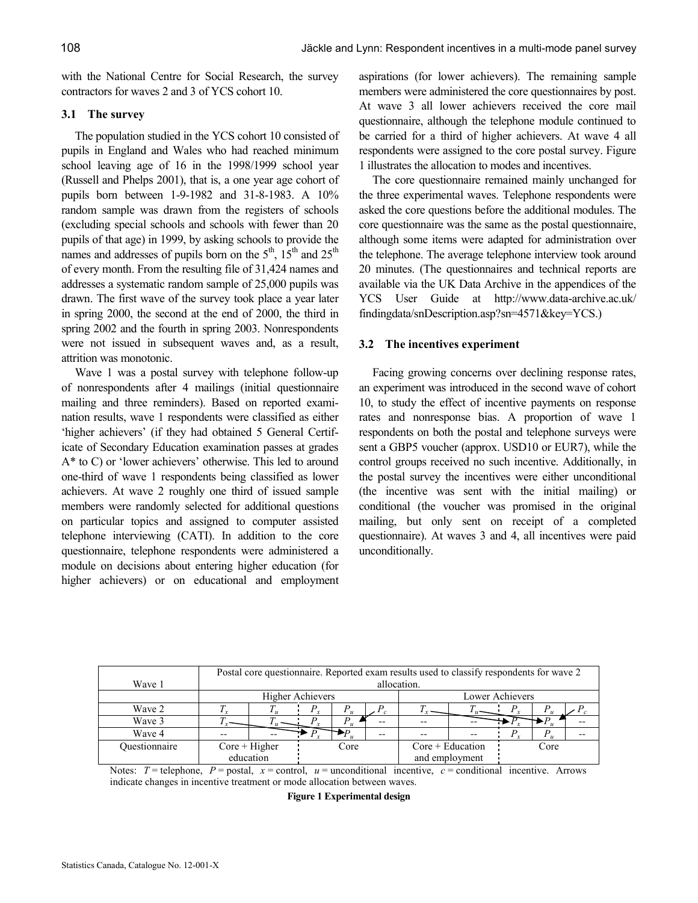with the National Centre for Social Research, the survey contractors for waves 2 and 3 of YCS cohort 10.

### 3.1 The survey

The population studied in the YCS cohort 10 consisted of pupils in England and Wales who had reached minimum school leaving age of 16 in the 1998/1999 school year (Russell and Phelps 2001), that is, a one year age cohort of pupils born between 1-9-1982 and 31-8-1983. A 10% random sample was drawn from the registers of schools (excluding special schools and schools with fewer than 20 pupils of that age) in 1999, by asking schools to provide the names and addresses of pupils born on the 5th, 15th and 25th of every month. From the resulting file of 31,424 names and addresses a systematic random sample of 25,000 pupils was drawn. The first wave of the survey took place a year later in spring 2000, the second at the end of 2000, the third in spring 2002 and the fourth in spring 2003. Nonrespondents were not issued in subsequent waves and, as a result, attrition was monotonic.

Wave 1 was a postal survey with telephone follow-up of nonrespondents after 4 mailings (initial questionnaire mailing and three reminders). Based on reported examination results, wave 1 respondents were classified as either 'higher achievers' (if they had obtained 5 General Certificate of Secondary Education examination passes at grades A* to C) or 'lower achievers' otherwise. This led to around one-third of wave 1 respondents being classified as lower achievers. At wave 2 roughly one third of issued sample members were randomly selected for additional questions on particular topics and assigned to computer assisted telephone interviewing (CATI). In addition to the core questionnaire, telephone respondents were administered a module on decisions about entering higher education (for higher achievers) or on educational and employment aspirations (for lower achievers). The remaining sample members were administered the core questionnaires by post. At wave 3 all lower achievers received the core mail questionnaire, although the telephone module continued to be carried for a third of higher achievers. At wave 4 all respondents were assigned to the core postal survey. Figure 1 illustrates the allocation to modes and incentives.

The core questionnaire remained mainly unchanged for the three experimental waves. Telephone respondents were asked the core questions before the additional modules. The core questionnaire was the same as the postal questionnaire, although some items were adapted for administration over the telephone. The average telephone interview took around 20 minutes. (The questionnaires and technical reports are available via the UK Data Archive in the appendices of the YCS User Guide at http://www.data-archive.ac.uk/findingdata/snDescription.asp?sn=4571&key=YCS.)

### 3.2 The incentives experiment

Facing growing concerns over declining response rates, an experiment was introduced in the second wave of cohort 10, to study the effect of incentive payments on response rates and nonresponse bias. A proportion of wave 1 respondents on both the postal and telephone surveys were sent a GBP5 voucher (approx. USD10 or EUR7), while the control groups received no such incentive. Additionally, in the postal survey the incentives were either unconditional (the incentive was sent with the initial mailing) or conditional (the voucher was promised in the original mailing, but only sent on receipt of a completed questionnaire). At waves 3 and 4, all incentives were paid unconditionally.

| Wave 1 | Postal core questionnaire. Reported exam results used to classify respondents for wave 2 allocation. | | | | | | | | | |
|---|---|---|---|---|---|---|---|---|---|---|
| | Higher Achievers | | | | | Lower Achievers | | | | |
| Wave 2 | $T_x$ | $T_u$ | $P_x$ | $P_u$ | $P_c$ | $T_x$ | $T_u$ | $P_x$ | $P_u$ | $P_c$ |
| Wave 3 | $T_x$ | $T_u$ | $P_x$ | $P_u$ | -- | -- | -- | $P_x$ | $P_u$ | -- |
| Wave 4 | -- | -- | $P_x$ | $P_u$ | -- | -- | -- | $P_x$ | $P_u$ | -- |
| Questionnaire | Core + Higher education | | Core | | | Core + Education and employment | | Core | | |

Notes: $T$ = telephone, $P$ = postal, $x$ = control, $u$ = unconditional incentive, $c$ = conditional incentive. Arrows indicate changes in incentive treatment or mode allocation between waves.

**Figure 1 Experimental design**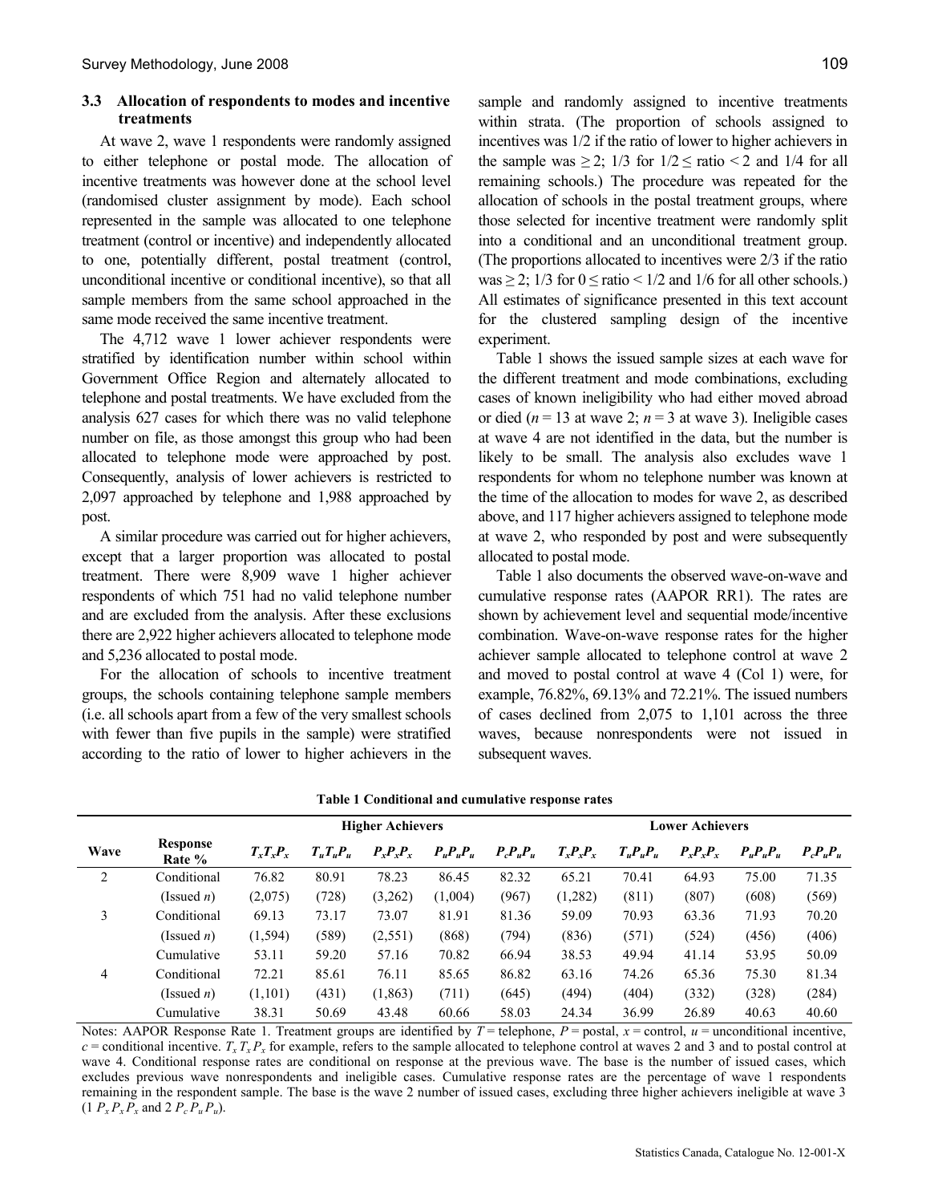### 3.3 Allocation of respondents to modes and incentive treatments

At wave 2, wave 1 respondents were randomly assigned to either telephone or postal mode. The allocation of incentive treatments was however done at the school level (randomised cluster assignment by mode). Each school represented in the sample was allocated to one telephone treatment (control or incentive) and independently allocated to one, potentially different, postal treatment (control, unconditional incentive or conditional incentive), so that all sample members from the same school approached in the same mode received the same incentive treatment.

The 4,712 wave 1 lower achiever respondents were stratified by identification number within school within Government Office Region and alternately allocated to telephone and postal treatments. We have excluded from the analysis 627 cases for which there was no valid telephone number on file, as those amongst this group who had been allocated to telephone mode were approached by post. Consequently, analysis of lower achievers is restricted to 2,097 approached by telephone and 1,988 approached by post.

A similar procedure was carried out for higher achievers, except that a larger proportion was allocated to postal treatment. There were 8,909 wave 1 higher achiever respondents of which 751 had no valid telephone number and are excluded from the analysis. After these exclusions there are 2,922 higher achievers allocated to telephone mode and 5,236 allocated to postal mode.

For the allocation of schools to incentive treatment groups, the schools containing telephone sample members (i.e. all schools apart from a few of the very smallest schools with fewer than five pupils in the sample) were stratified according to the ratio of lower to higher achievers in the sample and randomly assigned to incentive treatments within strata. (The proportion of schools assigned to incentives was 1/2 if the ratio of lower to higher achievers in the sample was $\geq 2$; 1/3 for $1/2 \leq$ ratio $< 2$ and 1/4 for all remaining schools.) The procedure was repeated for the allocation of schools in the postal treatment groups, where those selected for incentive treatment were randomly split into a conditional and an unconditional treatment group. (The proportions allocated to incentives were 2/3 if the ratio was $\geq 2$; 1/3 for $0 \leq$ ratio $< 1/2$ and 1/6 for all other schools.) All estimates of significance presented in this text account for the clustered sampling design of the incentive experiment.

Table 1 shows the issued sample sizes at each wave for the different treatment and mode combinations, excluding cases of known ineligibility who had either moved abroad or died ($n = 13$ at wave 2; $n = 3$ at wave 3). Ineligible cases at wave 4 are not identified in the data, but the number is likely to be small. The analysis also excludes wave 1 respondents for whom no telephone number was known at the time of the allocation to modes for wave 2, as described above, and 117 higher achievers assigned to telephone mode at wave 2, who responded by post and were subsequently allocated to postal mode.

Table 1 also documents the observed wave-on-wave and cumulative response rates (AAPOR RR1). The rates are shown by achievement level and sequential mode/incentive combination. Wave-on-wave response rates for the higher achiever sample allocated to telephone control at wave 2 and moved to postal control at wave 4 (Col 1) were, for example, 76.82%, 69.13% and 72.21%. The issued numbers of cases declined from 2,075 to 1,101 across the three waves, because nonrespondents were not issued in subsequent waves.

**Table 1 Conditional and cumulative response rates**

| | | Higher Achievers | | | | | Lower Achievers | | | | |
|---|---|---|---|---|---|---|---|---|---|---|---|
| Wave | Response Rate % | $T_xT_xP_x$ | $T_uT_uP_u$ | $P_xP_xP_x$ | $P_uP_uP_u$ | $P_cP_uP_u$ | $T_xT_xP_x$ | $T_uT_uP_u$ | $P_xP_xP_x$ | $P_uP_uP_u$ | $P_cP_uP_u$ |
| 2 | Conditional | 76.82 | 80.91 | 78.23 | 86.45 | 82.32 | 65.21 | 70.41 | 64.93 | 75.00 | 71.35 |
| | (Issued $n$) | (2,075) | (728) | (3,262) | (1,004) | (967) | (1,282) | (811) | (807) | (608) | (569) |
| 3 | Conditional | 69.13 | 73.17 | 73.07 | 81.91 | 81.36 | 59.09 | 70.93 | 63.36 | 71.93 | 70.20 |
| | (Issued $n$) | (1,594) | (589) | (2,551) | (868) | (794) | (836) | (571) | (524) | (456) | (406) |
| | Cumulative | 53.11 | 59.20 | 57.16 | 70.82 | 66.94 | 38.53 | 49.94 | 41.14 | 53.95 | 50.09 |
| 4 | Conditional | 72.21 | 85.61 | 76.11 | 85.65 | 86.82 | 63.16 | 74.26 | 65.36 | 75.30 | 81.34 |
| | (Issued $n$) | (1,101) | (431) | (1,863) | (711) | (645) | (494) | (404) | (332) | (328) | (284) |
| | Cumulative | 38.31 | 50.69 | 43.48 | 60.66 | 58.03 | 24.34 | 36.99 | 26.89 | 40.63 | 40.60 |

Notes: AAPOR Response Rate 1. Treatment groups are identified by $T$ = telephone, $P$ = postal, $x$ = control, $u$ = unconditional incentive, $c$ = conditional incentive. $T_xT_xP_x$ for example, refers to the sample allocated to telephone control at waves 2 and 3 and to postal control at wave 4. Conditional response rates are conditional on response at the previous wave. The base is the number of issued cases, which excludes previous wave nonrespondents and ineligible cases. Cumulative response rates are the percentage of wave 1 respondents remaining in the respondent sample. The base is the wave 2 number of issued cases, excluding three higher achievers ineligible at wave 3 (1 $P_xP_xP_x$ and 2 $P_cP_uP_u$).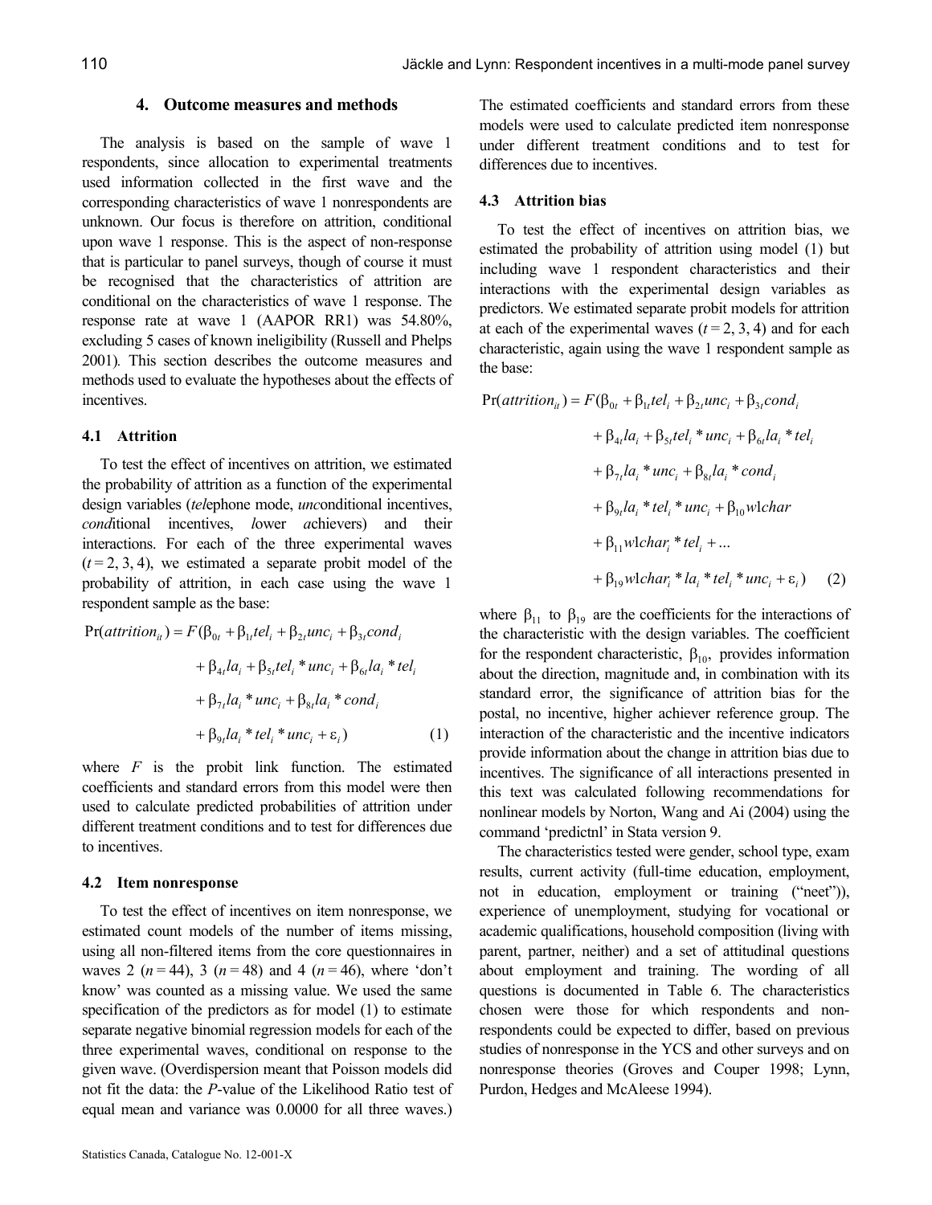## 4. Outcome measures and methods

The analysis is based on the sample of wave 1 respondents, since allocation to experimental treatments used information collected in the first wave and the corresponding characteristics of wave 1 nonrespondents are unknown. Our focus is therefore on attrition, conditional upon wave 1 response. This is the aspect of non-response that is particular to panel surveys, though of course it must be recognised that the characteristics of attrition are conditional on the characteristics of wave 1 response. The response rate at wave 1 (AAPOR RR1) was 54.80%, excluding 5 cases of known ineligibility (Russell and Phelps 2001). This section describes the outcome measures and methods used to evaluate the hypotheses about the effects of incentives.

### 4.1 Attrition

To test the effect of incentives on attrition, we estimated the probability of attrition as a function of the experimental design variables (*tel*ephone mode, *unc*onditional incentives, *cond*itional incentives, *l*ower *a*chievers) and their interactions. For each of the three experimental waves ($t = 2, 3, 4$), we estimated a separate probit model of the probability of attrition, in each case using the wave 1 respondent sample as the base:

$$\begin{aligned}\Pr(attrition_{it}) = F(&\beta_{0t} + \beta_{1t} tel_i + \beta_{2t} unc_i + \beta_{3t} cond_i \\ &+ \beta_{4t} la_i + \beta_{5t} tel_i * unc_i + \beta_{6t} la_i * tel_i \\ &+ \beta_{7t} la_i * unc_i + \beta_{8t} la_i * cond_i \\ &+ \beta_{9t} la_i * tel_i * unc_i + \varepsilon_i) \qquad (1)\end{aligned}$$

where $F$ is the probit link function. The estimated coefficients and standard errors from this model were then used to calculate predicted probabilities of attrition under different treatment conditions and to test for differences due to incentives.

### 4.2 Item nonresponse

To test the effect of incentives on item nonresponse, we estimated count models of the number of items missing, using all non-filtered items from the core questionnaires in waves 2 ($n = 44$), 3 ($n = 48$) and 4 ($n = 46$), where 'don't know' was counted as a missing value. We used the same specification of the predictors as for model (1) to estimate separate negative binomial regression models for each of the three experimental waves, conditional on response to the given wave. (Overdispersion meant that Poisson models did not fit the data: the $P$-value of the Likelihood Ratio test of equal mean and variance was 0.0000 for all three waves.) The estimated coefficients and standard errors from these models were used to calculate predicted item nonresponse under different treatment conditions and to test for differences due to incentives.

### 4.3 Attrition bias

To test the effect of incentives on attrition bias, we estimated the probability of attrition using model (1) but including wave 1 respondent characteristics and their interactions with the experimental design variables as predictors. We estimated separate probit models for attrition at each of the experimental waves ($t = 2, 3, 4$) and for each characteristic, again using the wave 1 respondent sample as the base:

$$\begin{aligned}\Pr(attrition_{it}) = F(&\beta_{0t} + \beta_{1t} tel_i + \beta_{2t} unc_i + \beta_{3t} cond_i \\ &+ \beta_{4t} la_i + \beta_{5t} tel_i * unc_i + \beta_{6t} la_i * tel_i \\ &+ \beta_{7t} la_i * unc_i + \beta_{8t} la_i * cond_i \\ &+ \beta_{9t} la_i * tel_i * unc_i + \beta_{10} w1char \\ &+ \beta_{11} w1char_i * tel_i + \ldots \\ &+ \beta_{19} w1char_i * la_i * tel_i * unc_i + \varepsilon_i) \qquad (2)\end{aligned}$$

where $\beta_{11}$ to $\beta_{19}$ are the coefficients for the interactions of the characteristic with the design variables. The coefficient for the respondent characteristic, $\beta_{10}$, provides information about the direction, magnitude and, in combination with its standard error, the significance of attrition bias for the postal, no incentive, higher achiever reference group. The interaction of the characteristic and the incentive indicators provide information about the change in attrition bias due to incentives. The significance of all interactions presented in this text was calculated following recommendations for nonlinear models by Norton, Wang and Ai (2004) using the command 'predictnl' in Stata version 9.

The characteristics tested were gender, school type, exam results, current activity (full-time education, employment, not in education, employment or training ("neet")), experience of unemployment, studying for vocational or academic qualifications, household composition (living with parent, partner, neither) and a set of attitudinal questions about employment and training. The wording of all questions is documented in Table 6. The characteristics chosen were those for which respondents and non-respondents could be expected to differ, based on previous studies of nonresponse in the YCS and other surveys and on nonresponse theories (Groves and Couper 1998; Lynn, Purdon, Hedges and McAleese 1994).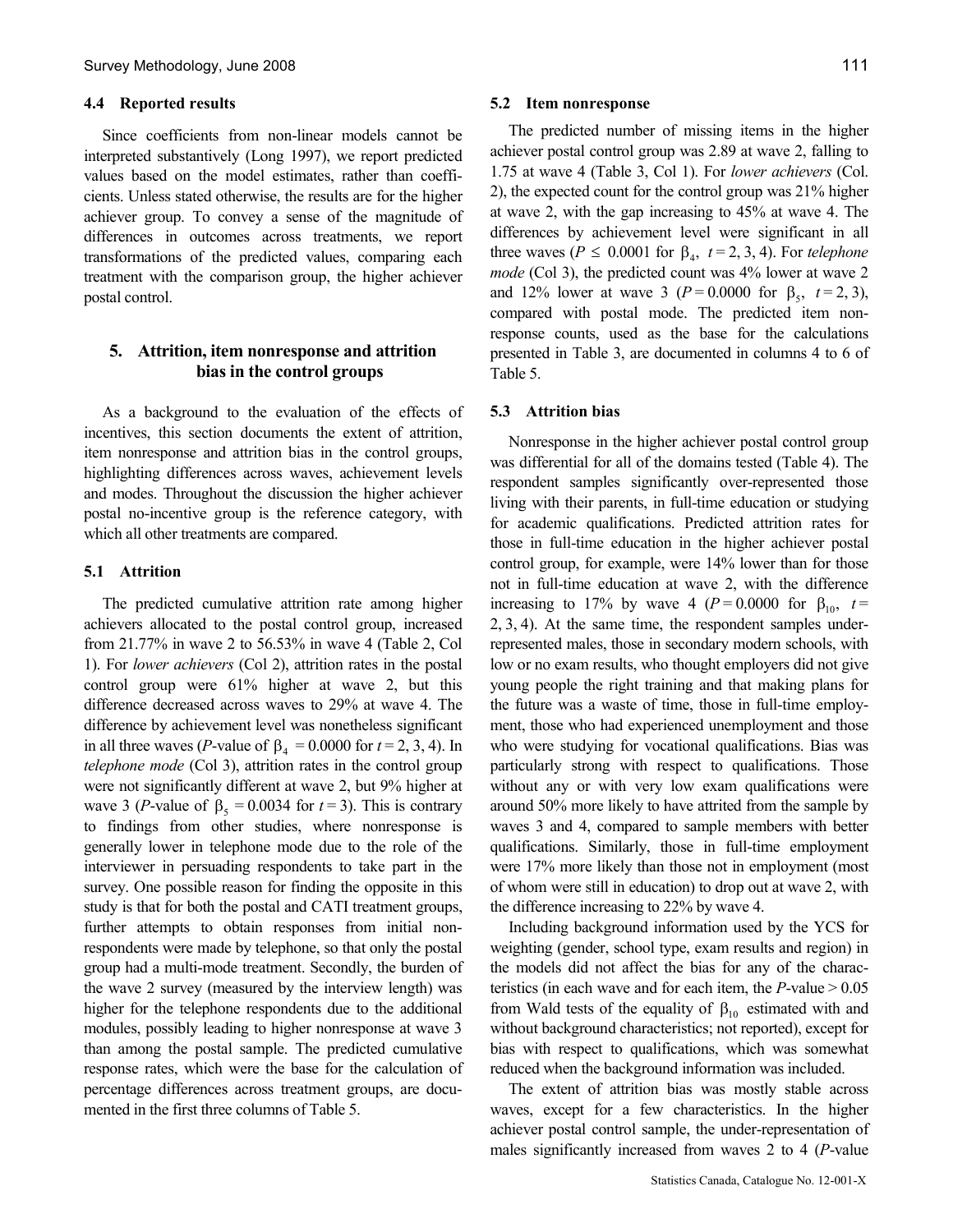### 4.4 Reported results

Since coefficients from non-linear models cannot be interpreted substantively (Long 1997), we report predicted values based on the model estimates, rather than coefficients. Unless stated otherwise, the results are for the higher achiever group. To convey a sense of the magnitude of differences in outcomes across treatments, we report transformations of the predicted values, comparing each treatment with the comparison group, the higher achiever postal control.

## 5. Attrition, item nonresponse and attrition bias in the control groups

As a background to the evaluation of the effects of incentives, this section documents the extent of attrition, item nonresponse and attrition bias in the control groups, highlighting differences across waves, achievement levels and modes. Throughout the discussion the higher achiever postal no-incentive group is the reference category, with which all other treatments are compared.

### 5.1 Attrition

The predicted cumulative attrition rate among higher achievers allocated to the postal control group, increased from 21.77% in wave 2 to 56.53% in wave 4 (Table 2, Col 1). For *lower achievers* (Col 2), attrition rates in the postal control group were 61% higher at wave 2, but this difference decreased across waves to 29% at wave 4. The difference by achievement level was nonetheless significant in all three waves (*P*-value of $\beta_4 = 0.0000$ for $t = 2, 3, 4$). In *telephone mode* (Col 3), attrition rates in the control group were not significantly different at wave 2, but 9% higher at wave 3 (*P*-value of $\beta_5 = 0.0034$ for $t = 3$). This is contrary to findings from other studies, where nonresponse is generally lower in telephone mode due to the role of the interviewer in persuading respondents to take part in the survey. One possible reason for finding the opposite in this study is that for both the postal and CATI treatment groups, further attempts to obtain responses from initial nonrespondents were made by telephone, so that only the postal group had a multi-mode treatment. Secondly, the burden of the wave 2 survey (measured by the interview length) was higher for the telephone respondents due to the additional modules, possibly leading to higher nonresponse at wave 3 than among the postal sample. The predicted cumulative response rates, which were the base for the calculation of percentage differences across treatment groups, are documented in the first three columns of Table 5.

### 5.2 Item nonresponse

The predicted number of missing items in the higher achiever postal control group was 2.89 at wave 2, falling to 1.75 at wave 4 (Table 3, Col 1). For *lower achievers* (Col. 2), the expected count for the control group was 21% higher at wave 2, with the gap increasing to 45% at wave 4. The differences by achievement level were significant in all three waves ($P \leq 0.0001$ for $\beta_4$, $t = 2, 3, 4$). For *telephone mode* (Col 3), the predicted count was 4% lower at wave 2 and 12% lower at wave 3 ($P = 0.0000$ for $\beta_5$, $t = 2, 3$), compared with postal mode. The predicted item nonresponse counts, used as the base for the calculations presented in Table 3, are documented in columns 4 to 6 of Table 5.

### 5.3 Attrition bias

Nonresponse in the higher achiever postal control group was differential for all of the domains tested (Table 4). The respondent samples significantly over-represented those living with their parents, in full-time education or studying for academic qualifications. Predicted attrition rates for those in full-time education in the higher achiever postal control group, for example, were 14% lower than for those not in full-time education at wave 2, with the difference increasing to 17% by wave 4 ($P = 0.0000$ for $\beta_{10}$, $t = 2, 3, 4$). At the same time, the respondent samples under-represented males, those in secondary modern schools, with low or no exam results, who thought employers did not give young people the right training and that making plans for the future was a waste of time, those in full-time employment, those who had experienced unemployment and those who were studying for vocational qualifications. Bias was particularly strong with respect to qualifications. Those without any or with very low exam qualifications were around 50% more likely to have attrited from the sample by waves 3 and 4, compared to sample members with better qualifications. Similarly, those in full-time employment were 17% more likely than those not in employment (most of whom were still in education) to drop out at wave 2, with the difference increasing to 22% by wave 4.

Including background information used by the YCS for weighting (gender, school type, exam results and region) in the models did not affect the bias for any of the characteristics (in each wave and for each item, the *P*-value > 0.05 from Wald tests of the equality of $\beta_{10}$ estimated with and without background characteristics; not reported), except for bias with respect to qualifications, which was somewhat reduced when the background information was included.

The extent of attrition bias was mostly stable across waves, except for a few characteristics. In the higher achiever postal control sample, the under-representation of males significantly increased from waves 2 to 4 (*P*-value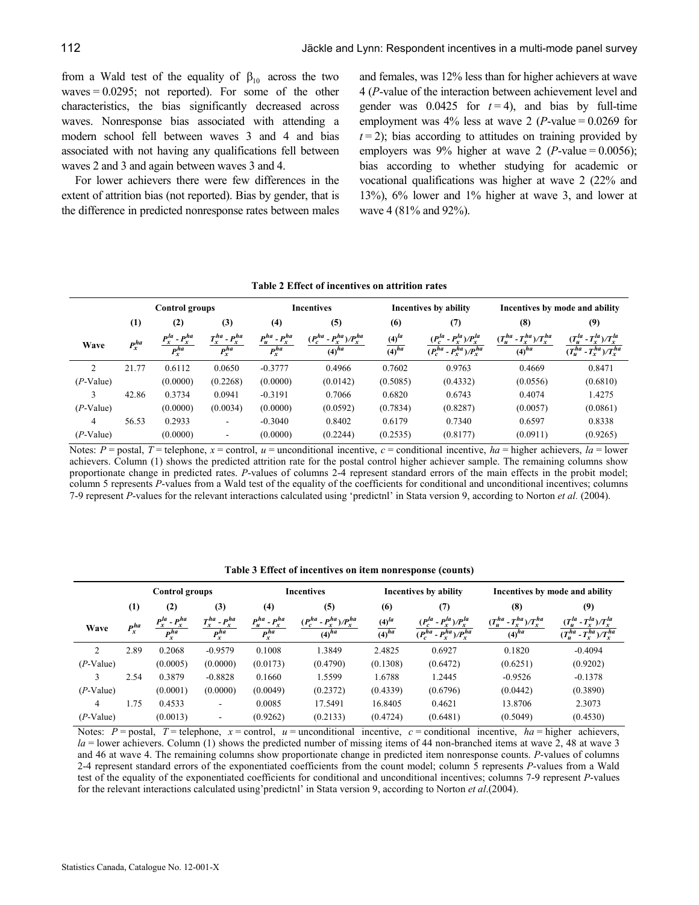from a Wald test of the equality of $\beta_{10}$ across the two waves = 0.0295; not reported). For some of the other characteristics, the bias significantly decreased across waves. Nonresponse bias associated with attending a modern school fell between waves 3 and 4 and bias associated with not having any qualifications fell between waves 2 and 3 and again between waves 3 and 4.

For lower achievers there were few differences in the extent of attrition bias (not reported). Bias by gender, that is the difference in predicted nonresponse rates between males and females, was 12% less than for higher achievers at wave 4 ($P$-value of the interaction between achievement level and gender was 0.0425 for $t = 4$), and bias by full-time employment was 4% less at wave 2 ($P$-value = 0.0269 for $t = 2$); bias according to attitudes on training provided by employers was 9% higher at wave 2 ($P$-value = 0.0056); bias according to whether studying for academic or vocational qualifications was higher at wave 2 (22% and 13%), 6% lower and 1% higher at wave 3, and lower at wave 4 (81% and 92%).

**Table 2 Effect of incentives on attrition rates**

| | Control groups | | | Incentives | | Incentives by ability | | Incentives by mode and ability | |
|---|---|---|---|---|---|---|---|---|---|
| | (1) | (2) | (3) | (4) | (5) | (6) | (7) | (8) | (9) |
| Wave | $P_x^{ha}$ | $\frac{P_x^{la} - P_x^{ha}}{P_x^{ha}}$ | $\frac{T_x^{ha} - P_x^{ha}}{P_x^{ha}}$ | $\frac{P_u^{ha} - P_x^{ha}}{P_x^{ha}}$ | $\frac{(P_c^{ha} - P_x^{ha})/P_x^{ha}}{(4)^{ha}}$ | $\frac{(4)^{la}}{(4)^{ha}}$ | $\frac{(P_c^{la} - P_x^{la})/P_x^{la}}{(P_c^{ha} - P_x^{ha})/P_x^{ha}}$ | $\frac{(T_u^{ha} - T_x^{ha})/T_x^{ha}}{(4)^{ha}}$ | $\frac{(T_u^{la} - T_x^{la})/T_x^{la}}{(T_u^{ha} - T_x^{ha})/T_x^{ha}}$ |
| 2 | 21.77 | 0.6112 | 0.0650 | -0.3777 | 0.4966 | 0.7602 | 0.9763 | 0.4669 | 0.8471 |
| ($P$-Value) | | (0.0000) | (0.2268) | (0.0000) | (0.0142) | (0.5085) | (0.4332) | (0.0556) | (0.6810) |
| 3 | 42.86 | 0.3734 | 0.0941 | -0.3191 | 0.7066 | 0.6820 | 0.6743 | 0.4074 | 1.4275 |
| ($P$-Value) | | (0.0000) | (0.0034) | (0.0000) | (0.0592) | (0.7834) | (0.8287) | (0.0057) | (0.0861) |
| 4 | 56.53 | 0.2933 | - | -0.3040 | 0.8402 | 0.6179 | 0.7340 | 0.6597 | 0.8338 |
| ($P$-Value) | | (0.0000) | - | (0.0000) | (0.2244) | (0.2535) | (0.8177) | (0.0911) | (0.9265) |

Notes: $P$ = postal, $T$ = telephone, $x$ = control, $u$ = unconditional incentive, $c$ = conditional incentive, $ha$ = higher achievers, $la$ = lower achievers. Column (1) shows the predicted attrition rate for the postal control higher achiever sample. The remaining columns show proportionate change in predicted rates. $P$-values of columns 2-4 represent standard errors of the main effects in the probit model; column 5 represents $P$-values from a Wald test of the equality of the coefficients for conditional and unconditional incentives; columns 7-9 represent $P$-values for the relevant interactions calculated using 'predictnl' in Stata version 9, according to Norton *et al.* (2004).

**Table 3 Effect of incentives on item nonresponse (counts)**

| | Control groups | | | Incentives | | Incentives by ability | | Incentives by mode and ability | |
|---|---|---|---|---|---|---|---|---|---|
| | (1) | (2) | (3) | (4) | (5) | (6) | (7) | (8) | (9) |
| Wave | $P_x^{ha}$ | $\frac{P_x^{la} - P_x^{ha}}{P_x^{ha}}$ | $\frac{T_x^{ha} - P_x^{ha}}{P_x^{ha}}$ | $\frac{P_u^{ha} - P_x^{ha}}{P_x^{ha}}$ | $\frac{(P_c^{ha} - P_x^{ha})/P_x^{ha}}{(4)^{ha}}$ | $\frac{(4)^{la}}{(4)^{ha}}$ | $\frac{(P_c^{la} - P_x^{la})/P_x^{la}}{(P_c^{ha} - P_x^{ha})/P_x^{ha}}$ | $\frac{(T_u^{ha} - T_x^{ha})/T_x^{ha}}{(4)^{ha}}$ | $\frac{(T_u^{la} - T_x^{la})/T_x^{la}}{(T_u^{ha} - T_x^{ha})/T_x^{ha}}$ |
| 2 | 2.89 | 0.2068 | -0.9579 | 0.1008 | 1.3849 | 2.4825 | 0.6927 | 0.1820 | -0.4094 |
| ($P$-Value) | | (0.0005) | (0.0000) | (0.0173) | (0.4790) | (0.1308) | (0.6472) | (0.6251) | (0.9202) |
| 3 | 2.54 | 0.3879 | -0.8828 | 0.1660 | 1.5599 | 1.6788 | 1.2445 | -0.9526 | -0.1378 |
| ($P$-Value) | | (0.0001) | (0.0000) | (0.0049) | (0.2372) | (0.4339) | (0.6796) | (0.0442) | (0.3890) |
| 4 | 1.75 | 0.4533 | - | 0.0085 | 17.5491 | 16.8405 | 0.4621 | 13.8706 | 2.3073 |
| ($P$-Value) | | (0.0013) | - | (0.9262) | (0.2133) | (0.4724) | (0.6481) | (0.5049) | (0.4530) |

Notes: $P$ = postal, $T$ = telephone, $x$ = control, $u$ = unconditional incentive, $c$ = conditional incentive, $ha$ = higher achievers, $la$ = lower achievers. Column (1) shows the predicted number of missing items of 44 non-branched items at wave 2, 48 at wave 3 and 46 at wave 4. The remaining columns show proportionate change in predicted item nonresponse counts. $P$-values of columns 2-4 represent standard errors of the exponentiated coefficients from the count model; column 5 represents $P$-values from a Wald test of the equality of the exponentiated coefficients for conditional and unconditional incentives; columns 7-9 represent $P$-values for the relevant interactions calculated using'predictnl' in Stata version 9, according to Norton *et al.*(2004).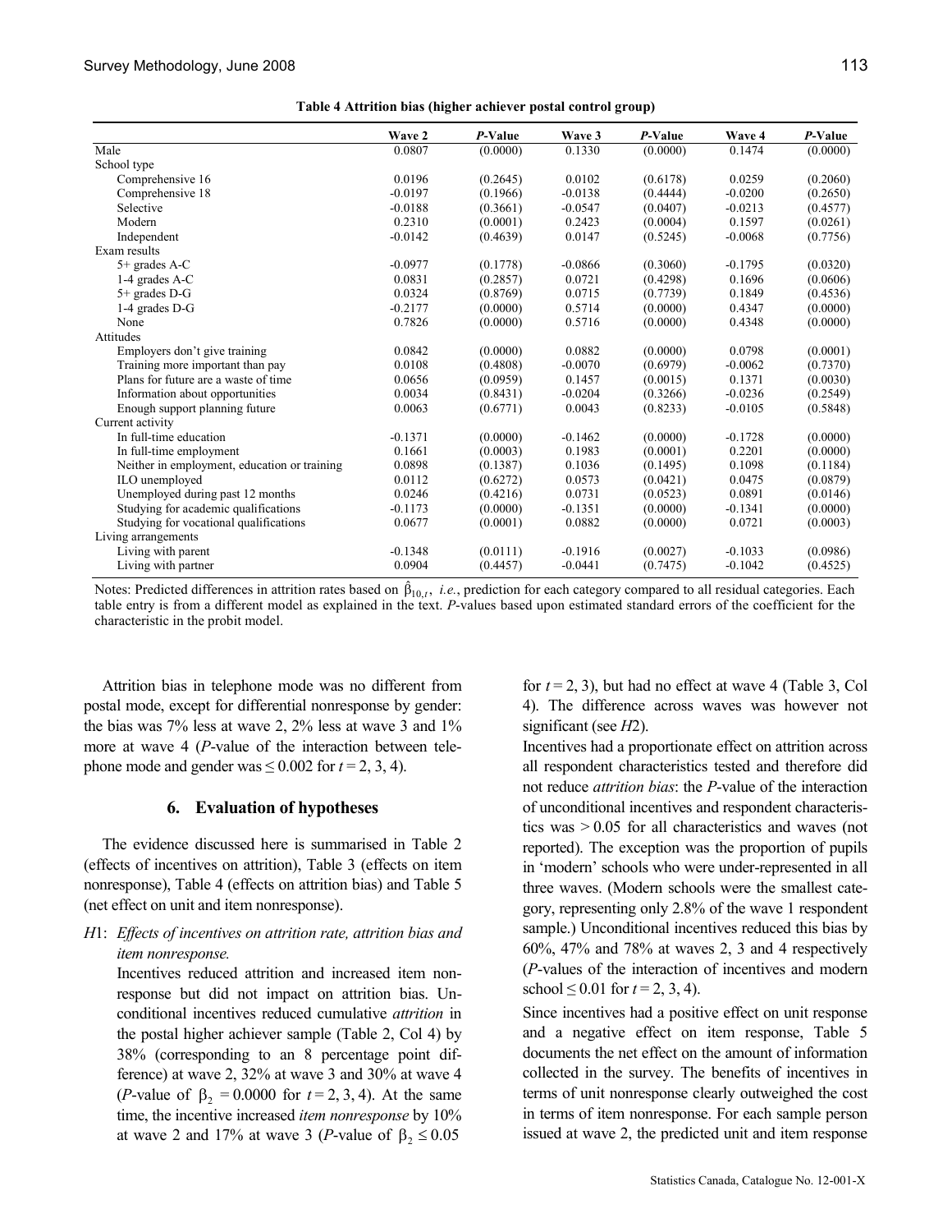**Table 4 Attrition bias (higher achiever postal control group)**

| | Wave 2 | *P*-Value | Wave 3 | *P*-Value | Wave 4 | *P*-Value |
|---|---|---|---|---|---|---|
| Male | 0.0807 | (0.0000) | 0.1330 | (0.0000) | 0.1474 | (0.0000) |
| School type | | | | | | |
| Comprehensive 16 | 0.0196 | (0.2645) | 0.0102 | (0.6178) | 0.0259 | (0.2060) |
| Comprehensive 18 | -0.0197 | (0.1966) | -0.0138 | (0.4444) | -0.0200 | (0.2650) |
| Selective | -0.0188 | (0.3661) | -0.0547 | (0.0407) | -0.0213 | (0.4577) |
| Modern | 0.2310 | (0.0001) | 0.2423 | (0.0004) | 0.1597 | (0.0261) |
| Independent | -0.0142 | (0.4639) | 0.0147 | (0.5245) | -0.0068 | (0.7756) |
| Exam results | | | | | | |
| 5+ grades A-C | -0.0977 | (0.1778) | -0.0866 | (0.3060) | -0.1795 | (0.0320) |
| 1-4 grades A-C | 0.0831 | (0.2857) | 0.0721 | (0.4298) | 0.1696 | (0.0606) |
| 5+ grades D-G | 0.0324 | (0.8769) | 0.0715 | (0.7739) | 0.1849 | (0.4536) |
| 1-4 grades D-G | -0.2177 | (0.0000) | 0.5714 | (0.0000) | 0.4347 | (0.0000) |
| None | 0.7826 | (0.0000) | 0.5716 | (0.0000) | 0.4348 | (0.0000) |
| Attitudes | | | | | | |
| Employers don't give training | 0.0842 | (0.0000) | 0.0882 | (0.0000) | 0.0798 | (0.0001) |
| Training more important than pay | 0.0108 | (0.4808) | -0.0070 | (0.6979) | -0.0062 | (0.7370) |
| Plans for future are a waste of time | 0.0656 | (0.0959) | 0.1457 | (0.0015) | 0.1371 | (0.0030) |
| Information about opportunities | 0.0034 | (0.8431) | -0.0204 | (0.3266) | -0.0236 | (0.2549) |
| Enough support planning future | 0.0063 | (0.6771) | 0.0043 | (0.8233) | -0.0105 | (0.5848) |
| Current activity | | | | | | |
| In full-time education | -0.1371 | (0.0000) | -0.1462 | (0.0000) | -0.1728 | (0.0000) |
| In full-time employment | 0.1661 | (0.0003) | 0.1983 | (0.0001) | 0.2201 | (0.0000) |
| Neither in employment, education or training | 0.0898 | (0.1387) | 0.1036 | (0.1495) | 0.1098 | (0.1184) |
| ILO unemployed | 0.0112 | (0.6272) | 0.0573 | (0.0421) | 0.0475 | (0.0879) |
| Unemployed during past 12 months | 0.0246 | (0.4216) | 0.0731 | (0.0523) | 0.0891 | (0.0146) |
| Studying for academic qualifications | -0.1173 | (0.0000) | -0.1351 | (0.0000) | -0.1341 | (0.0000) |
| Studying for vocational qualifications | 0.0677 | (0.0001) | 0.0882 | (0.0000) | 0.0721 | (0.0003) |
| Living arrangements | | | | | | |
| Living with parent | -0.1348 | (0.0111) | -0.1916 | (0.0027) | -0.1033 | (0.0986) |
| Living with partner | 0.0904 | (0.4457) | -0.0441 | (0.7475) | -0.1042 | (0.4525) |

Notes: Predicted differences in attrition rates based on $\hat{\beta}_{10,t}$, *i.e.*, prediction for each category compared to all residual categories. Each table entry is from a different model as explained in the text. *P*-values based upon estimated standard errors of the coefficient for the characteristic in the probit model.

Attrition bias in telephone mode was no different from postal mode, except for differential nonresponse by gender: the bias was 7% less at wave 2, 2% less at wave 3 and 1% more at wave 4 (*P*-value of the interaction between telephone mode and gender was $\leq 0.002$ for $t = 2, 3, 4$).

## 6. Evaluation of hypotheses

The evidence discussed here is summarised in Table 2 (effects of incentives on attrition), Table 3 (effects on item nonresponse), Table 4 (effects on attrition bias) and Table 5 (net effect on unit and item nonresponse).

*H*1: *Effects of incentives on attrition rate, attrition bias and item nonresponse.*

Incentives reduced attrition and increased item nonresponse but did not impact on attrition bias. Unconditional incentives reduced cumulative *attrition* in the postal higher achiever sample (Table 2, Col 4) by 38% (corresponding to an 8 percentage point difference) at wave 2, 32% at wave 3 and 30% at wave 4 (*P*-value of $\beta_2 = 0.0000$ for $t = 2, 3, 4$). At the same time, the incentive increased *item nonresponse* by 10% at wave 2 and 17% at wave 3 (*P*-value of $\beta_2 \leq 0.05$ for $t = 2, 3$), but had no effect at wave 4 (Table 3, Col 4). The difference across waves was however not significant (see *H*2).

Incentives had a proportionate effect on attrition across all respondent characteristics tested and therefore did not reduce *attrition bias*: the *P*-value of the interaction of unconditional incentives and respondent characteristics was $> 0.05$ for all characteristics and waves (not reported). The exception was the proportion of pupils in 'modern' schools who were under-represented in all three waves. (Modern schools were the smallest category, representing only 2.8% of the wave 1 respondent sample.) Unconditional incentives reduced this bias by 60%, 47% and 78% at waves 2, 3 and 4 respectively (*P*-values of the interaction of incentives and modern school $\leq 0.01$ for $t = 2, 3, 4$).

Since incentives had a positive effect on unit response and a negative effect on item response, Table 5 documents the net effect on the amount of information collected in the survey. The benefits of incentives in terms of unit nonresponse clearly outweighed the cost in terms of item nonresponse. For each sample person issued at wave 2, the predicted unit and item response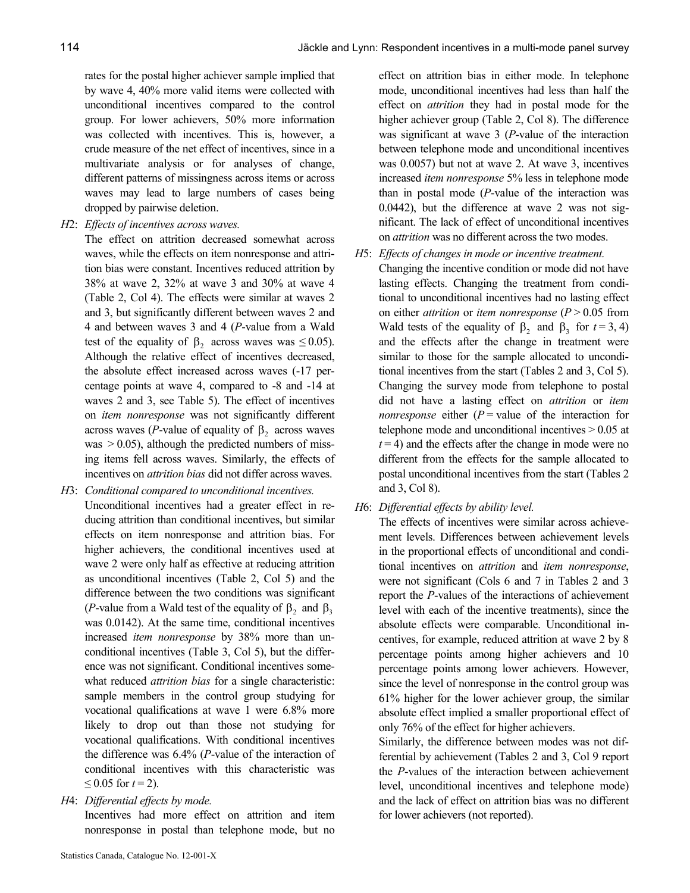rates for the postal higher achiever sample implied that by wave 4, 40% more valid items were collected with unconditional incentives compared to the control group. For lower achievers, 50% more information was collected with incentives. This is, however, a crude measure of the net effect of incentives, since in a multivariate analysis or for analyses of change, different patterns of missingness across items or across waves may lead to large numbers of cases being dropped by pairwise deletion.

*H*2: *Effects of incentives across waves.*
The effect on attrition decreased somewhat across waves, while the effects on item nonresponse and attrition bias were constant. Incentives reduced attrition by 38% at wave 2, 32% at wave 3 and 30% at wave 4 (Table 2, Col 4). The effects were similar at waves 2 and 3, but significantly different between waves 2 and 4 and between waves 3 and 4 (*P*-value from a Wald test of the equality of $\beta_2$ across waves was $\leq 0.05$). Although the relative effect of incentives decreased, the absolute effect increased across waves (-17 percentage points at wave 4, compared to -8 and -14 at waves 2 and 3, see Table 5). The effect of incentives on *item nonresponse* was not significantly different across waves (*P*-value of equality of $\beta_2$ across waves was $> 0.05$), although the predicted numbers of missing items fell across waves. Similarly, the effects of incentives on *attrition bias* did not differ across waves.

*H*3: *Conditional compared to unconditional incentives.*
Unconditional incentives had a greater effect in reducing attrition than conditional incentives, but similar effects on item nonresponse and attrition bias. For higher achievers, the conditional incentives used at wave 2 were only half as effective at reducing attrition as unconditional incentives (Table 2, Col 5) and the difference between the two conditions was significant (*P*-value from a Wald test of the equality of $\beta_2$ and $\beta_3$ was 0.0142). At the same time, conditional incentives increased *item nonresponse* by 38% more than unconditional incentives (Table 3, Col 5), but the difference was not significant. Conditional incentives somewhat reduced *attrition bias* for a single characteristic: sample members in the control group studying for vocational qualifications at wave 1 were 6.8% more likely to drop out than those not studying for vocational qualifications. With conditional incentives the difference was 6.4% (*P*-value of the interaction of conditional incentives with this characteristic was $\leq 0.05$ for $t = 2$).

*H*4: *Differential effects by mode.*
Incentives had more effect on attrition and item nonresponse in postal than telephone mode, but no effect on attrition bias in either mode. In telephone mode, unconditional incentives had less than half the effect on *attrition* they had in postal mode for the higher achiever group (Table 2, Col 8). The difference was significant at wave 3 (*P*-value of the interaction between telephone mode and unconditional incentives was 0.0057) but not at wave 2. At wave 3, incentives increased *item nonresponse* 5% less in telephone mode than in postal mode (*P*-value of the interaction was 0.0442), but the difference at wave 2 was not significant. The lack of effect of unconditional incentives on *attrition* was no different across the two modes.

*H*5: *Effects of changes in mode or incentive treatment.*
Changing the incentive condition or mode did not have lasting effects. Changing the treatment from conditional to unconditional incentives had no lasting effect on either *attrition* or *item nonresponse* ($P > 0.05$ from Wald tests of the equality of $\beta_2$ and $\beta_3$ for $t = 3, 4$) and the effects after the change in treatment were similar to those for the sample allocated to unconditional incentives from the start (Tables 2 and 3, Col 5). Changing the survey mode from telephone to postal did not have a lasting effect on *attrition* or *item nonresponse* either ($P$ = value of the interaction for telephone mode and unconditional incentives $> 0.05$ at $t = 4$) and the effects after the change in mode were no different from the effects for the sample allocated to postal unconditional incentives from the start (Tables 2 and 3, Col 8).

*H*6: *Differential effects by ability level.*
The effects of incentives were similar across achievement levels. Differences between achievement levels in the proportional effects of unconditional and conditional incentives on *attrition* and *item nonresponse*, were not significant (Cols 6 and 7 in Tables 2 and 3 report the *P*-values of the interactions of achievement level with each of the incentive treatments), since the absolute effects were comparable. Unconditional incentives, for example, reduced attrition at wave 2 by 8 percentage points among higher achievers and 10 percentage points among lower achievers. However, since the level of nonresponse in the control group was 61% higher for the lower achiever group, the similar absolute effect implied a smaller proportional effect of only 76% of the effect for higher achievers.
Similarly, the difference between modes was not differential by achievement (Tables 2 and 3, Col 9 report the *P*-values of the interaction between achievement level, unconditional incentives and telephone mode) and the lack of effect on attrition bias was no different for lower achievers (not reported).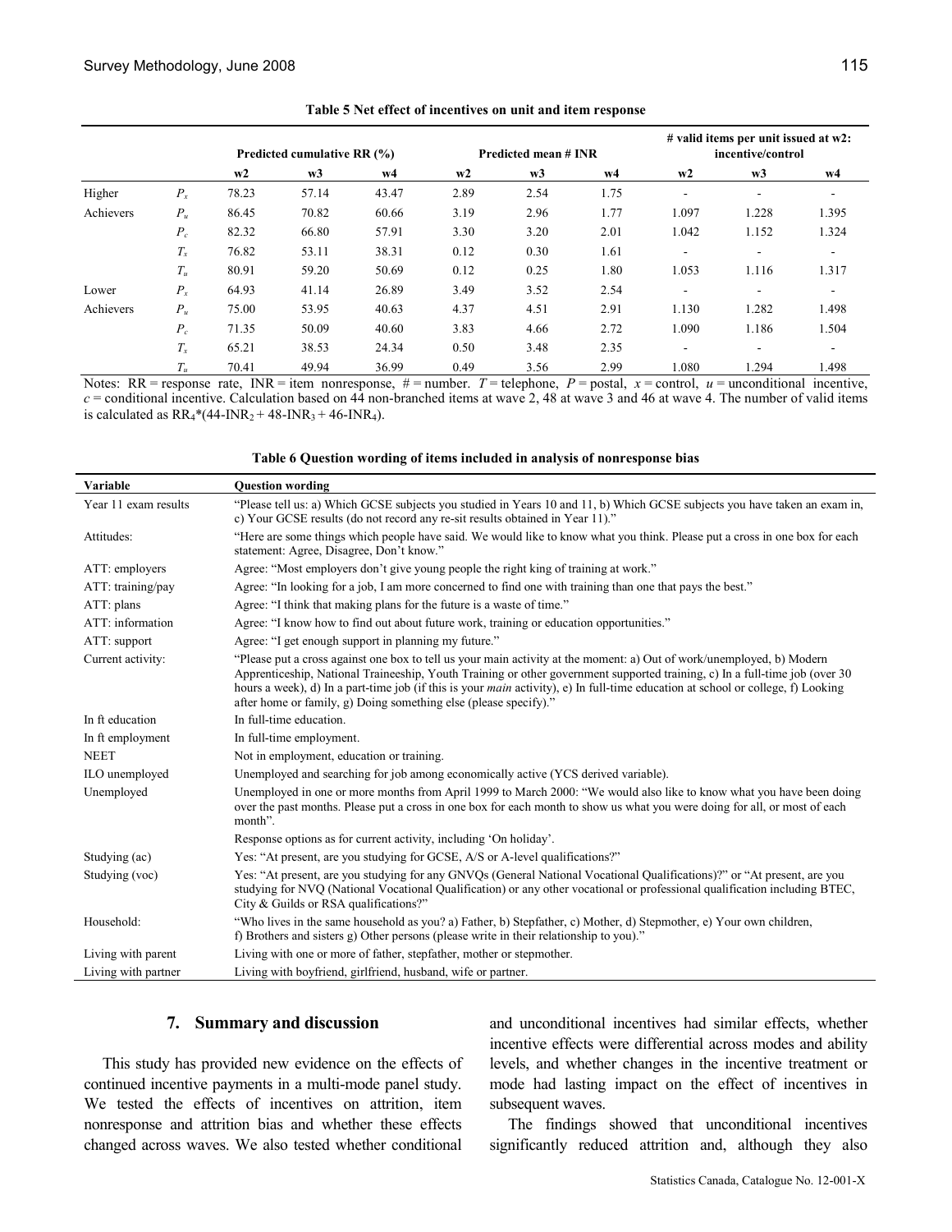**Table 5 Net effect of incentives on unit and item response**

| | | Predicted cumulative RR (%) | | | Predicted mean # INR | | | # valid items per unit issued at w2: incentive/control | | |
|---|---|---|---|---|---|---|---|---|---|---|
| | | w2 | w3 | w4 | w2 | w3 | w4 | w2 | w3 | w4 |
| Higher | $P_x$ | 78.23 | 57.14 | 43.47 | 2.89 | 2.54 | 1.75 | - | - | - |
| Achievers | $P_u$ | 86.45 | 70.82 | 60.66 | 3.19 | 2.96 | 1.77 | 1.097 | 1.228 | 1.395 |
| | $P_c$ | 82.32 | 66.80 | 57.91 | 3.30 | 3.20 | 2.01 | 1.042 | 1.152 | 1.324 |
| | $T_x$ | 76.82 | 53.11 | 38.31 | 0.12 | 0.30 | 1.61 | - | - | - |
| | $T_u$ | 80.91 | 59.20 | 50.69 | 0.12 | 0.25 | 1.80 | 1.053 | 1.116 | 1.317 |
| Lower | $P_x$ | 64.93 | 41.14 | 26.89 | 3.49 | 3.52 | 2.54 | - | - | - |
| Achievers | $P_u$ | 75.00 | 53.95 | 40.63 | 4.37 | 4.51 | 2.91 | 1.130 | 1.282 | 1.498 |
| | $P_c$ | 71.35 | 50.09 | 40.60 | 3.83 | 4.66 | 2.72 | 1.090 | 1.186 | 1.504 |
| | $T_x$ | 65.21 | 38.53 | 24.34 | 0.50 | 3.48 | 2.35 | - | - | - |
| | $T_u$ | 70.41 | 49.94 | 36.99 | 0.49 | 3.56 | 2.99 | 1.080 | 1.294 | 1.498 |

Notes: RR = response rate, INR = item nonresponse, # = number. $T$ = telephone, $P$ = postal, $x$ = control, $u$ = unconditional incentive, $c$ = conditional incentive. Calculation based on 44 non-branched items at wave 2, 48 at wave 3 and 46 at wave 4. The number of valid items is calculated as $RR_4$*(44-$INR_2$ + 48-$INR_3$ + 46-$INR_4$).

**Table 6 Question wording of items included in analysis of nonresponse bias**

| Variable | Question wording |
|---|---|
| Year 11 exam results | "Please tell us: a) Which GCSE subjects you studied in Years 10 and 11, b) Which GCSE subjects you have taken an exam in, c) Your GCSE results (do not record any re-sit results obtained in Year 11)." |
| Attitudes: | "Here are some things which people have said. We would like to know what you think. Please put a cross in one box for each statement: Agree, Disagree, Don't know." |
| ATT: employers | Agree: "Most employers don't give young people the right king of training at work." |
| ATT: training/pay | Agree: "In looking for a job, I am more concerned to find one with training than one that pays the best." |
| ATT: plans | Agree: "I think that making plans for the future is a waste of time." |
| ATT: information | Agree: "I know how to find out about future work, training or education opportunities." |
| ATT: support | Agree: "I get enough support in planning my future." |
| Current activity: | "Please put a cross against one box to tell us your main activity at the moment: a) Out of work/unemployed, b) Modern Apprenticeship, National Traineeship, Youth Training or other government supported training, c) In a full-time job (over 30 hours a week), d) In a part-time job (if this is your *main* activity), e) In full-time education at school or college, f) Looking after home or family, g) Doing something else (please specify)." |
| In ft education | In full-time education. |
| In ft employment | In full-time employment. |
| NEET | Not in employment, education or training. |
| ILO unemployed | Unemployed and searching for job among economically active (YCS derived variable). |
| Unemployed | Unemployed in one or more months from April 1999 to March 2000: "We would also like to know what you have been doing over the past months. Please put a cross in one box for each month to show us what you were doing for all, or most of each month". |
| | Response options as for current activity, including 'On holiday'. |
| Studying (ac) | Yes: "At present, are you studying for GCSE, A/S or A-level qualifications?" |
| Studying (voc) | Yes: "At present, are you studying for any GNVQs (General National Vocational Qualifications)?" or "At present, are you studying for NVQ (National Vocational Qualification) or any other vocational or professional qualification including BTEC, City & Guilds or RSA qualifications?" |
| Household: | "Who lives in the same household as you? a) Father, b) Stepfather, c) Mother, d) Stepmother, e) Your own children, f) Brothers and sisters g) Other persons (please write in their relationship to you)." |
| Living with parent | Living with one or more of father, stepfather, mother or stepmother. |
| Living with partner | Living with boyfriend, girlfriend, husband, wife or partner. |

## 7. Summary and discussion

This study has provided new evidence on the effects of continued incentive payments in a multi-mode panel study. We tested the effects of incentives on attrition, item nonresponse and attrition bias and whether these effects changed across waves. We also tested whether conditional and unconditional incentives had similar effects, whether incentive effects were differential across modes and ability levels, and whether changes in the incentive treatment or mode had lasting impact on the effect of incentives in subsequent waves.

The findings showed that unconditional incentives significantly reduced attrition and, although they also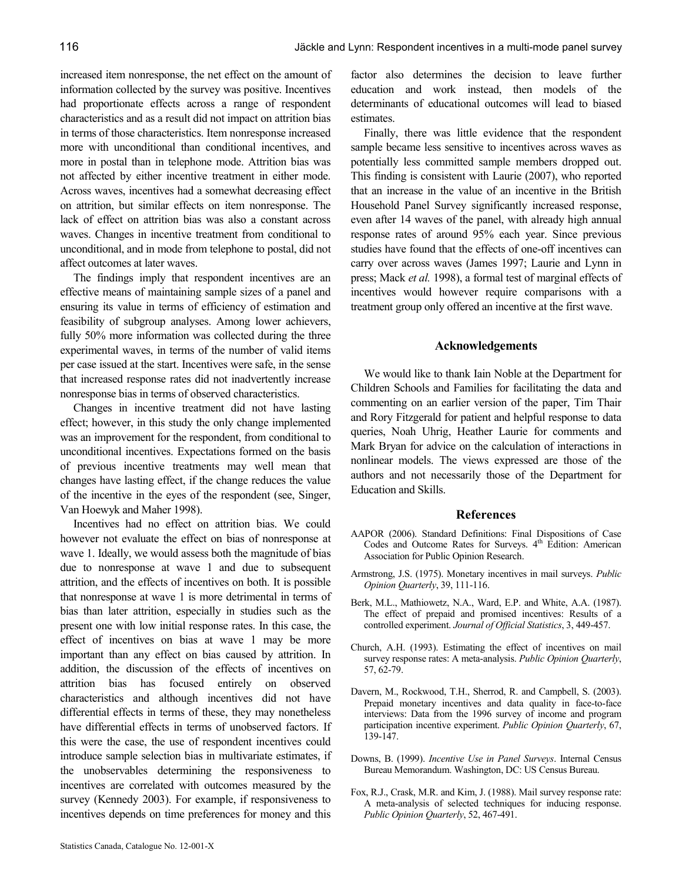increased item nonresponse, the net effect on the amount of information collected by the survey was positive. Incentives had proportionate effects across a range of respondent characteristics and as a result did not impact on attrition bias in terms of those characteristics. Item nonresponse increased more with unconditional than conditional incentives, and more in postal than in telephone mode. Attrition bias was not affected by either incentive treatment in either mode. Across waves, incentives had a somewhat decreasing effect on attrition, but similar effects on item nonresponse. The lack of effect on attrition bias was also a constant across waves. Changes in incentive treatment from conditional to unconditional, and in mode from telephone to postal, did not affect outcomes at later waves.

The findings imply that respondent incentives are an effective means of maintaining sample sizes of a panel and ensuring its value in terms of efficiency of estimation and feasibility of subgroup analyses. Among lower achievers, fully 50% more information was collected during the three experimental waves, in terms of the number of valid items per case issued at the start. Incentives were safe, in the sense that increased response rates did not inadvertently increase nonresponse bias in terms of observed characteristics.

Changes in incentive treatment did not have lasting effect; however, in this study the only change implemented was an improvement for the respondent, from conditional to unconditional incentives. Expectations formed on the basis of previous incentive treatments may well mean that changes have lasting effect, if the change reduces the value of the incentive in the eyes of the respondent (see, Singer, Van Hoewyk and Maher 1998).

Incentives had no effect on attrition bias. We could however not evaluate the effect on bias of nonresponse at wave 1. Ideally, we would assess both the magnitude of bias due to nonresponse at wave 1 and due to subsequent attrition, and the effects of incentives on both. It is possible that nonresponse at wave 1 is more detrimental in terms of bias than later attrition, especially in studies such as the present one with low initial response rates. In this case, the effect of incentives on bias at wave 1 may be more important than any effect on bias caused by attrition. In addition, the discussion of the effects of incentives on attrition bias has focused entirely on observed characteristics and although incentives did not have differential effects in terms of these, they may nonetheless have differential effects in terms of unobserved factors. If this were the case, the use of respondent incentives could introduce sample selection bias in multivariate estimates, if the unobservables determining the responsiveness to incentives are correlated with outcomes measured by the survey (Kennedy 2003). For example, if responsiveness to incentives depends on time preferences for money and this factor also determines the decision to leave further education and work instead, then models of the determinants of educational outcomes will lead to biased estimates.

Finally, there was little evidence that the respondent sample became less sensitive to incentives across waves as potentially less committed sample members dropped out. This finding is consistent with Laurie (2007), who reported that an increase in the value of an incentive in the British Household Panel Survey significantly increased response, even after 14 waves of the panel, with already high annual response rates of around 95% each year. Since previous studies have found that the effects of one-off incentives can carry over across waves (James 1997; Laurie and Lynn in press; Mack *et al.* 1998), a formal test of marginal effects of incentives would however require comparisons with a treatment group only offered an incentive at the first wave.

## Acknowledgements

We would like to thank Iain Noble at the Department for Children Schools and Families for facilitating the data and commenting on an earlier version of the paper, Tim Thair and Rory Fitzgerald for patient and helpful response to data queries, Noah Uhrig, Heather Laurie for comments and Mark Bryan for advice on the calculation of interactions in nonlinear models. The views expressed are those of the authors and not necessarily those of the Department for Education and Skills.

## References

AAPOR (2006). Standard Definitions: Final Dispositions of Case Codes and Outcome Rates for Surveys. 4th Edition: American Association for Public Opinion Research.

Armstrong, J.S. (1975). Monetary incentives in mail surveys. *Public Opinion Quarterly*, 39, 111-116.

Berk, M.L., Mathiowetz, N.A., Ward, E.P. and White, A.A. (1987). The effect of prepaid and promised incentives: Results of a controlled experiment. *Journal of Official Statistics*, 3, 449-457.

Church, A.H. (1993). Estimating the effect of incentives on mail survey response rates: A meta-analysis. *Public Opinion Quarterly*, 57, 62-79.

Davern, M., Rockwood, T.H., Sherrod, R. and Campbell, S. (2003). Prepaid monetary incentives and data quality in face-to-face interviews: Data from the 1996 survey of income and program participation incentive experiment. *Public Opinion Quarterly*, 67, 139-147.

Downs, B. (1999). *Incentive Use in Panel Surveys*. Internal Census Bureau Memorandum. Washington, DC: US Census Bureau.

Fox, R.J., Crask, M.R. and Kim, J. (1988). Mail survey response rate: A meta-analysis of selected techniques for inducing response. *Public Opinion Quarterly*, 52, 467-491.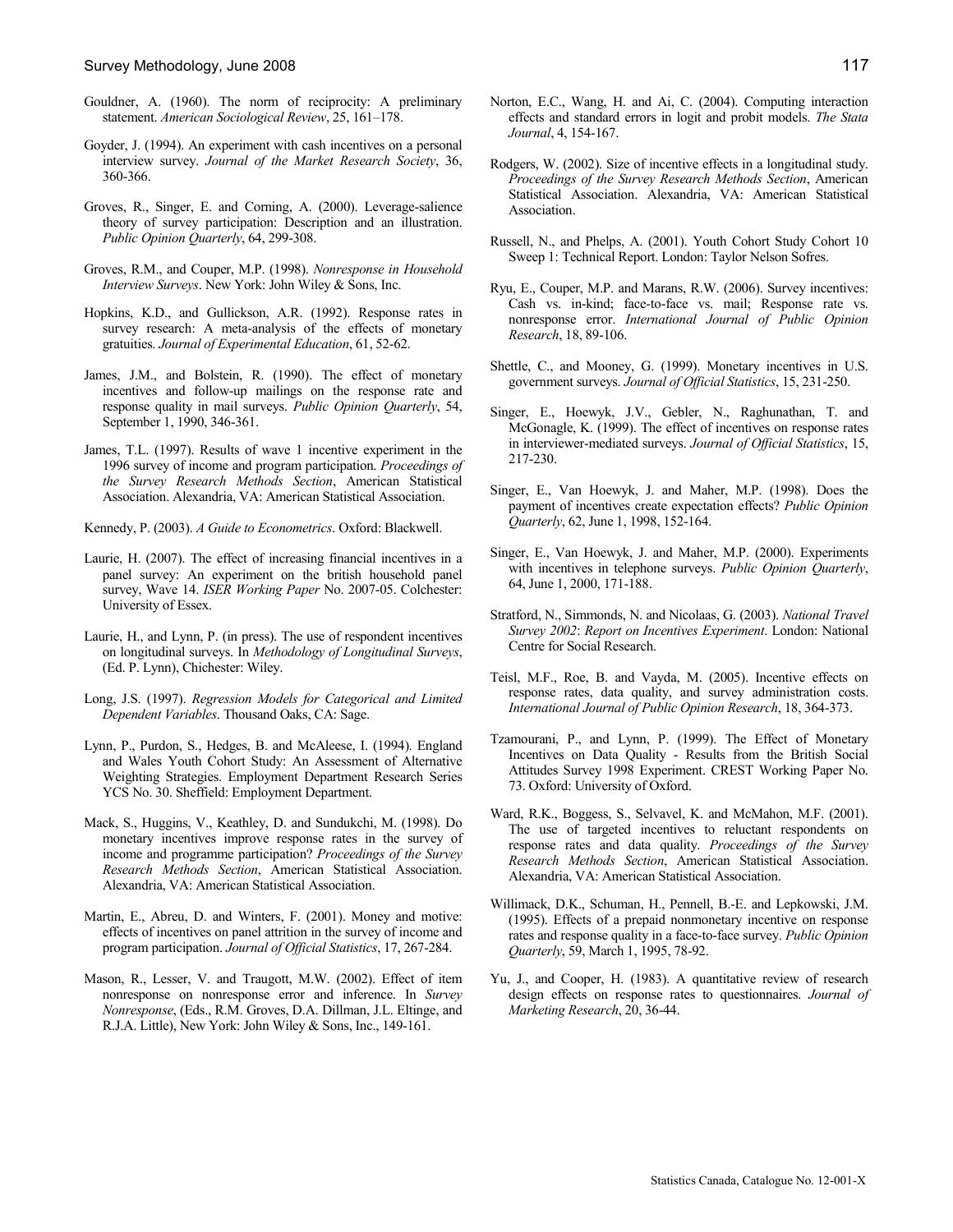Gouldner, A. (1960). The norm of reciprocity: A preliminary statement. *American Sociological Review*, 25, 161–178.

Goyder, J. (1994). An experiment with cash incentives on a personal interview survey. *Journal of the Market Research Society*, 36, 360-366.

Groves, R., Singer, E. and Corning, A. (2000). Leverage-salience theory of survey participation: Description and an illustration. *Public Opinion Quarterly*, 64, 299-308.

Groves, R.M., and Couper, M.P. (1998). *Nonresponse in Household Interview Surveys*. New York: John Wiley & Sons, Inc.

Hopkins, K.D., and Gullickson, A.R. (1992). Response rates in survey research: A meta-analysis of the effects of monetary gratuities. *Journal of Experimental Education*, 61, 52-62.

James, J.M., and Bolstein, R. (1990). The effect of monetary incentives and follow-up mailings on the response rate and response quality in mail surveys. *Public Opinion Quarterly*, 54, September 1, 1990, 346-361.

James, T.L. (1997). Results of wave 1 incentive experiment in the 1996 survey of income and program participation. *Proceedings of the Survey Research Methods Section*, American Statistical Association. Alexandria, VA: American Statistical Association.

Kennedy, P. (2003). *A Guide to Econometrics*. Oxford: Blackwell.

Laurie, H. (2007). The effect of increasing financial incentives in a panel survey: An experiment on the british household panel survey, Wave 14. *ISER Working Paper* No. 2007-05. Colchester: University of Essex.

Laurie, H., and Lynn, P. (in press). The use of respondent incentives on longitudinal surveys. In *Methodology of Longitudinal Surveys*, (Ed. P. Lynn), Chichester: Wiley.

Long, J.S. (1997). *Regression Models for Categorical and Limited Dependent Variables*. Thousand Oaks, CA: Sage.

Lynn, P., Purdon, S., Hedges, B. and McAleese, I. (1994). England and Wales Youth Cohort Study: An Assessment of Alternative Weighting Strategies. Employment Department Research Series YCS No. 30. Sheffield: Employment Department.

Mack, S., Huggins, V., Keathley, D. and Sundukchi, M. (1998). Do monetary incentives improve response rates in the survey of income and programme participation? *Proceedings of the Survey Research Methods Section*, American Statistical Association. Alexandria, VA: American Statistical Association.

Martin, E., Abreu, D. and Winters, F. (2001). Money and motive: effects of incentives on panel attrition in the survey of income and program participation. *Journal of Official Statistics*, 17, 267-284.

Mason, R., Lesser, V. and Traugott, M.W. (2002). Effect of item nonresponse on nonresponse error and inference. In *Survey Nonresponse*, (Eds., R.M. Groves, D.A. Dillman, J.L. Eltinge, and R.J.A. Little), New York: John Wiley & Sons, Inc., 149-161.

Norton, E.C., Wang, H. and Ai, C. (2004). Computing interaction effects and standard errors in logit and probit models. *The Stata Journal*, 4, 154-167.

Rodgers, W. (2002). Size of incentive effects in a longitudinal study. *Proceedings of the Survey Research Methods Section*, American Statistical Association. Alexandria, VA: American Statistical Association.

Russell, N., and Phelps, A. (2001). Youth Cohort Study Cohort 10 Sweep 1: Technical Report. London: Taylor Nelson Sofres.

Ryu, E., Couper, M.P. and Marans, R.W. (2006). Survey incentives: Cash vs. in-kind; face-to-face vs. mail; Response rate vs. nonresponse error. *International Journal of Public Opinion Research*, 18, 89-106.

Shettle, C., and Mooney, G. (1999). Monetary incentives in U.S. government surveys. *Journal of Official Statistics*, 15, 231-250.

Singer, E., Hoewyk, J.V., Gebler, N., Raghunathan, T. and McGonagle, K. (1999). The effect of incentives on response rates in interviewer-mediated surveys. *Journal of Official Statistics*, 15, 217-230.

Singer, E., Van Hoewyk, J. and Maher, M.P. (1998). Does the payment of incentives create expectation effects? *Public Opinion Quarterly*, 62, June 1, 1998, 152-164.

Singer, E., Van Hoewyk, J. and Maher, M.P. (2000). Experiments with incentives in telephone surveys. *Public Opinion Quarterly*, 64, June 1, 2000, 171-188.

Stratford, N., Simmonds, N. and Nicolaas, G. (2003). *National Travel Survey 2002*: *Report on Incentives Experiment*. London: National Centre for Social Research.

Teisl, M.F., Roe, B. and Vayda, M. (2005). Incentive effects on response rates, data quality, and survey administration costs. *International Journal of Public Opinion Research*, 18, 364-373.

Tzamourani, P., and Lynn, P. (1999). The Effect of Monetary Incentives on Data Quality - Results from the British Social Attitudes Survey 1998 Experiment. CREST Working Paper No. 73. Oxford: University of Oxford.

Ward, R.K., Boggess, S., Selvavel, K. and McMahon, M.F. (2001). The use of targeted incentives to reluctant respondents on response rates and data quality. *Proceedings of the Survey Research Methods Section*, American Statistical Association. Alexandria, VA: American Statistical Association.

Willimack, D.K., Schuman, H., Pennell, B.-E. and Lepkowski, J.M. (1995). Effects of a prepaid nonmonetary incentive on response rates and response quality in a face-to-face survey. *Public Opinion Quarterly*, 59, March 1, 1995, 78-92.

Yu, J., and Cooper, H. (1983). A quantitative review of research design effects on response rates to questionnaires. *Journal of Marketing Research*, 20, 36-44.